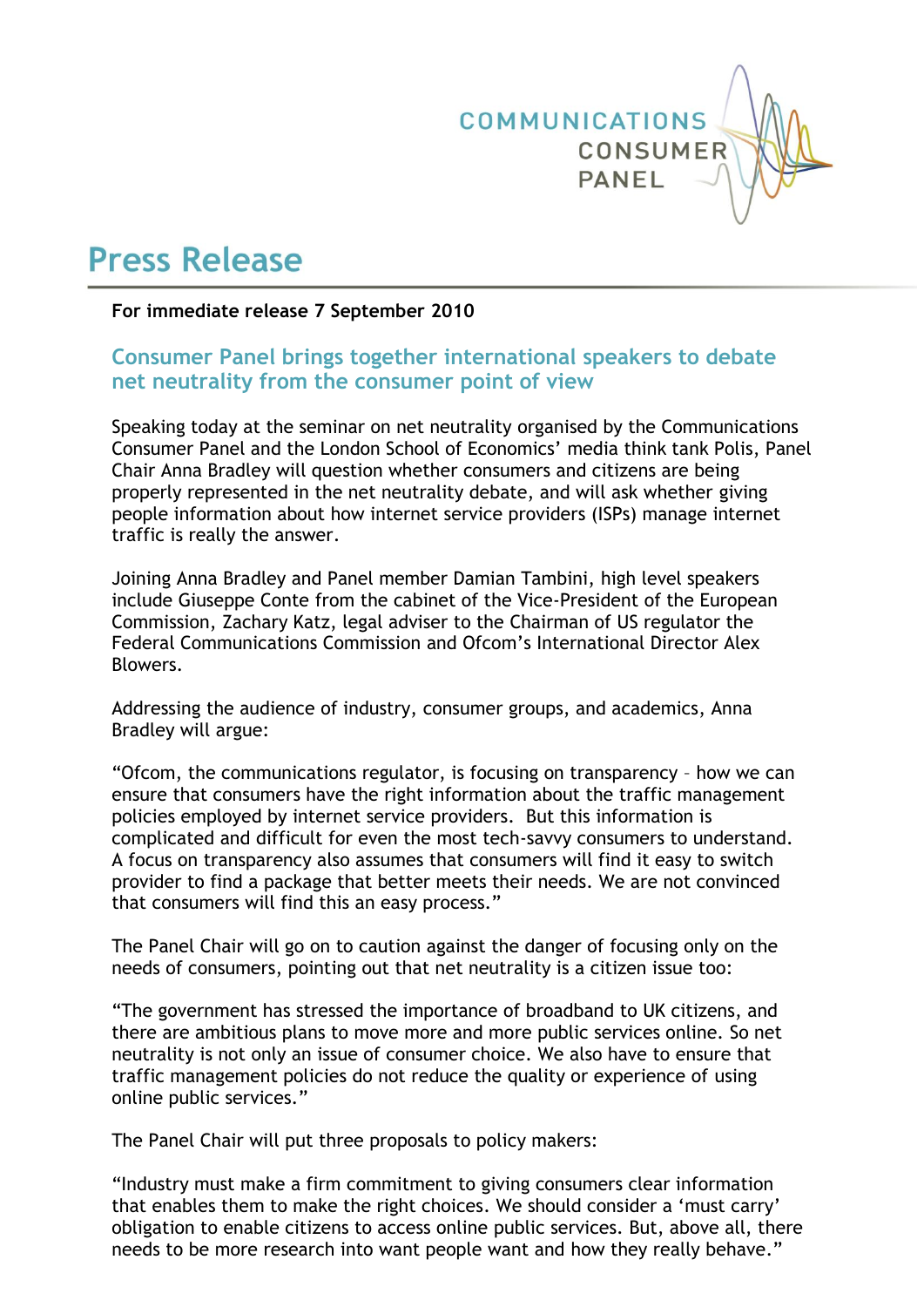COMMUNICATIONS CONSUMER PANEL

# Press Release

**For immediate release 7 September 2010**

## Consumer Panel brings together international speakers to debate net neutrality from the consumer point of view

Speaking today at the seminar on net neutrality organised by the Communications Consumer Panel and the London School of Economics' media think tank Polis, Panel Chair Anna Bradley will question whether consumers and citizens are being properly represented in the net neutrality debate, and will ask whether giving people information about how internet service providers (ISPs) manage internet traffic is really the answer.

Joining Anna Bradley and Panel member Damian Tambini, high level speakers include Giuseppe Conte from the cabinet of the Vice-President of the European Commission, Zachary Katz, legal adviser to the Chairman of US regulator the Federal Communications Commission and Ofcom's International Director Alex Blowers.

Addressing the audience of industry, consumer groups, and academics, Anna Bradley will argue:

"Ofcom, the communications regulator, is focusing on transparency – how we can ensure that consumers have the right information about the traffic management policies employed by internet service providers. But this information is complicated and difficult for even the most tech-savvy consumers to understand. A focus on transparency also assumes that consumers will find it easy to switch provider to find a package that better meets their needs. We are not convinced that consumers will find this an easy process."

The Panel Chair will go on to caution against the danger of focusing only on the needs of consumers, pointing out that net neutrality is a citizen issue too:

"The government has stressed the importance of broadband to UK citizens, and there are ambitious plans to move more and more public services online. So net neutrality is not only an issue of consumer choice. We also have to ensure that traffic management policies do not reduce the quality or experience of using online public services."

The Panel Chair will put three proposals to policy makers:

"Industry must make a firm commitment to giving consumers clear information that enables them to make the right choices. We should consider a 'must carry' obligation to enable citizens to access online public services. But, above all, there needs to be more research into want people want and how they really behave."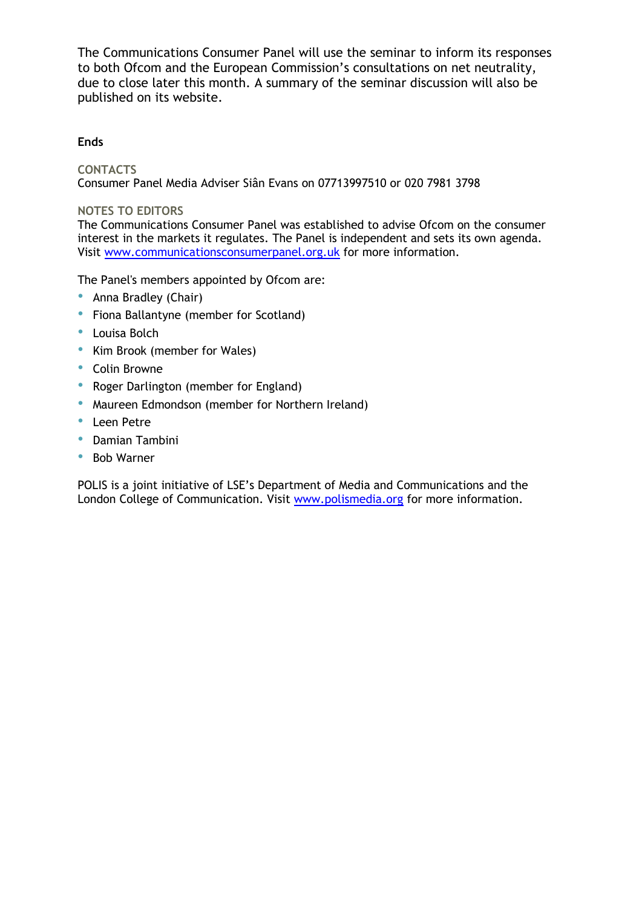The Communications Consumer Panel will use the seminar to inform its responses to both Ofcom and the European Commission's consultations on net neutrality, due to close later this month. A summary of the seminar discussion will also be published on its website.

**Ends**

**CONTACTS**

Consumer Panel Media Adviser Siân Evans on 07713997510 or 020 7981 3798

**NOTES TO EDITORS**

The Communications Consumer Panel was established to advise Ofcom on the consumer interest in the markets it regulates. The Panel is independent and sets its own agenda. Visit www.communicationsconsumerpanel.org.uk for more information.

The Panel's members appointed by Ofcom are:

- Anna Bradley (Chair)
- Fiona Ballantyne (member for Scotland)
- Louisa Bolch
- Kim Brook (member for Wales)
- Colin Browne
- Roger Darlington (member for England)
- Maureen Edmondson (member for Northern Ireland)
- Leen Petre
- Damian Tambini
- Bob Warner

POLIS is a joint initiative of LSE's Department of Media and Communications and the London College of Communication. Visit www.polismedia.org for more information.